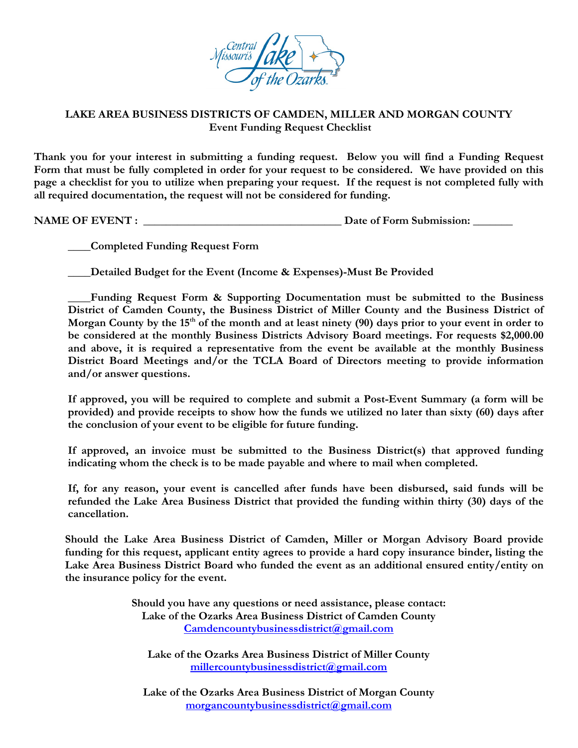**LAKE AREA BUSINESS DISTRICTS OF CAMDEN, MILLER AND MORGAN COUNTY**
**Event Funding Request Checklist**

**Thank you for your interest in submitting a funding request. Below you will find a Funding Request Form that must be fully completed in order for your request to be considered. We have provided on this page a checklist for you to utilize when preparing your request. If the request is not completed fully with all required documentation, the request will not be considered for funding.**

**NAME OF EVENT : __________________________________ Date of Form Submission: _______**

**____Completed Funding Request Form**

**____Detailed Budget for the Event (Income & Expenses)-Must Be Provided**

**____Funding Request Form & Supporting Documentation must be submitted to the Business District of Camden County, the Business District of Miller County and the Business District of Morgan County by the 15th of the month and at least ninety (90) days prior to your event in order to be considered at the monthly Business Districts Advisory Board meetings. For requests $2,000.00 and above, it is required a representative from the event be available at the monthly Business District Board Meetings and/or the TCLA Board of Directors meeting to provide information and/or answer questions.**

**If approved, you will be required to complete and submit a Post-Event Summary (a form will be provided) and provide receipts to show how the funds we utilized no later than sixty (60) days after the conclusion of your event to be eligible for future funding.**

**If approved, an invoice must be submitted to the Business District(s) that approved funding indicating whom the check is to be made payable and where to mail when completed.**

**If, for any reason, your event is cancelled after funds have been disbursed, said funds will be refunded the Lake Area Business District that provided the funding within thirty (30) days of the cancellation.**

**Should the Lake Area Business District of Camden, Miller or Morgan Advisory Board provide funding for this request, applicant entity agrees to provide a hard copy insurance binder, listing the Lake Area Business District Board who funded the event as an additional ensured entity/entity on the insurance policy for the event.**

**Should you have any questions or need assistance, please contact:**
**Lake of the Ozarks Area Business District of Camden County**
**Camdencountybusinessdistrict@gmail.com**

**Lake of the Ozarks Area Business District of Miller County**
**millercountybusinessdistrict@gmail.com**

**Lake of the Ozarks Area Business District of Morgan County**
**morgancountybusinessdistrict@gmail.com**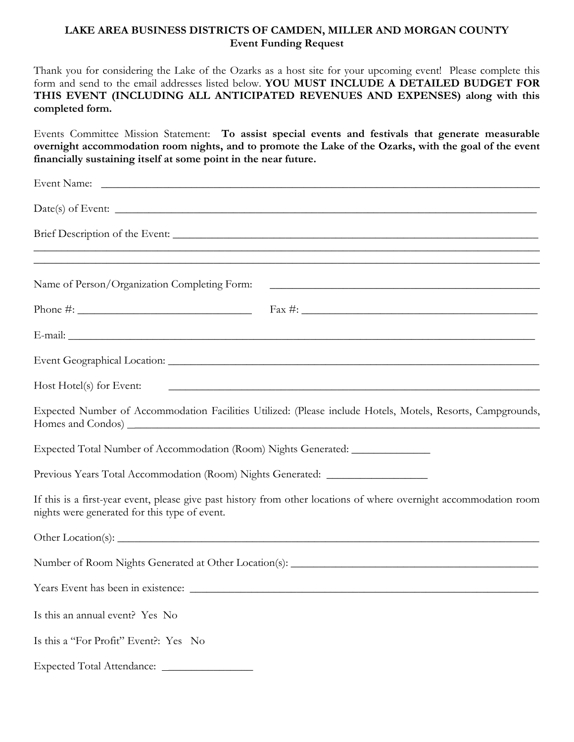**LAKE AREA BUSINESS DISTRICTS OF CAMDEN, MILLER AND MORGAN COUNTY**
**Event Funding Request**

Thank you for considering the Lake of the Ozarks as a host site for your upcoming event! Please complete this form and send to the email addresses listed below. **YOU MUST INCLUDE A DETAILED BUDGET FOR THIS EVENT (INCLUDING ALL ANTICIPATED REVENUES AND EXPENSES) along with this completed form.**

Events Committee Mission Statement: **To assist special events and festivals that generate measurable overnight accommodation room nights, and to promote the Lake of the Ozarks, with the goal of the event financially sustaining itself at some point in the near future.**

Event Name: ______________________________________________________________________________

Date(s) of Event: ___________________________________________________________________________

Brief Description of the Event: ______________________________________________________________
______________________________________________________________________________________
______________________________________________________________________________________

Name of Person/Organization Completing Form: ____________________________________________

Phone #: ______________________________ Fax #: ________________________________________

E-mail: _________________________________________________________________________________

Event Geographical Location: _______________________________________________________________

Host Hotel(s) for Event: ___________________________________________________________________

Expected Number of Accommodation Facilities Utilized: (Please include Hotels, Motels, Resorts, Campgrounds, Homes and Condos) ___________________________________________________________________

Expected Total Number of Accommodation (Room) Nights Generated: _____________

Previous Years Total Accommodation (Room) Nights Generated: _________________

If this is a first-year event, please give past history from other locations of where overnight accommodation room nights were generated for this type of event.

Other Location(s): ________________________________________________________________________

Number of Room Nights Generated at Other Location(s): ________________________________________

Years Event has been in existence: ___________________________________________________________

Is this an annual event? Yes No

Is this a "For Profit" Event?: Yes No

Expected Total Attendance: _______________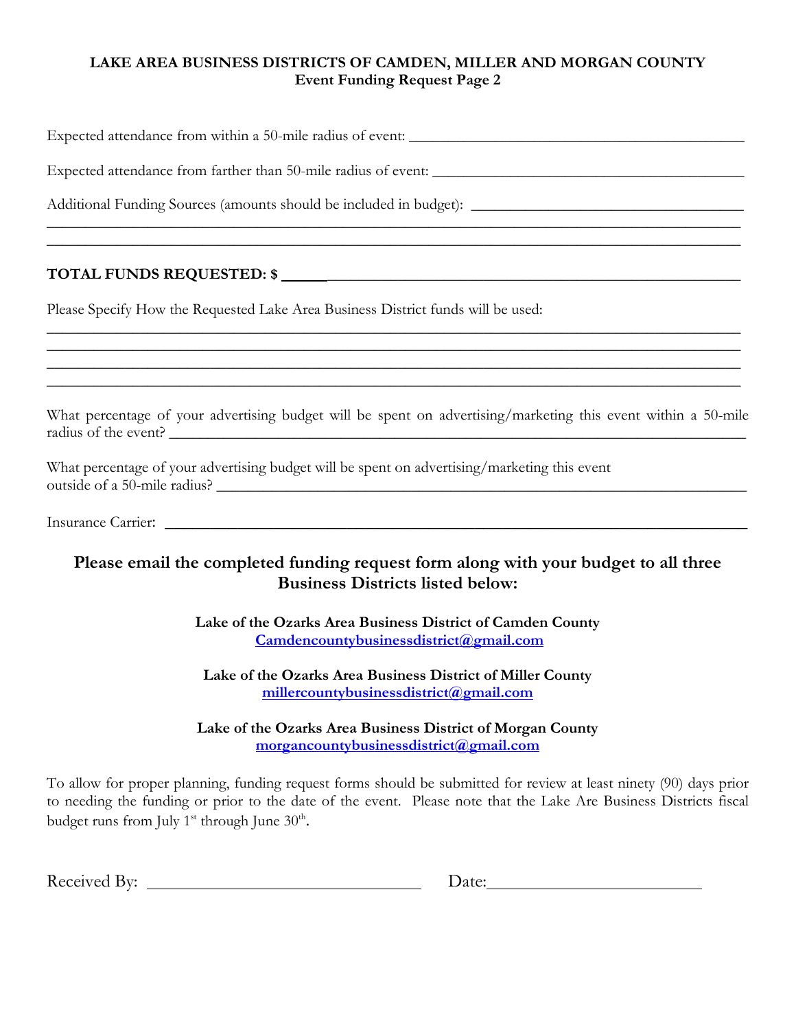**LAKE AREA BUSINESS DISTRICTS OF CAMDEN, MILLER AND MORGAN COUNTY**
**Event Funding Request Page 2**

Expected attendance from within a 50-mile radius of event: ___________________________________________

Expected attendance from farther than 50-mile radius of event: ________________________________________

Additional Funding Sources (amounts should be included in budget): ___________________________________
_______________________________________________________________________________________
_______________________________________________________________________________________

**TOTAL FUNDS REQUESTED: $** ________________________________________________________________

Please Specify How the Requested Lake Area Business District funds will be used:
_______________________________________________________________________________________
_______________________________________________________________________________________
_______________________________________________________________________________________
_______________________________________________________________________________________

What percentage of your advertising budget will be spent on advertising/marketing this event within a 50-mile radius of the event? ___________________________________________________________________________

What percentage of your advertising budget will be spent on advertising/marketing this event outside of a 50-mile radius? _________________________________________________________________________

Insurance Carrier: ________________________________________________________________________

## Please email the completed funding request form along with your budget to all three Business Districts listed below:

**Lake of the Ozarks Area Business District of Camden County**
Camdencountybusinessdistrict@gmail.com

**Lake of the Ozarks Area Business District of Miller County**
millercountybusinessdistrict@gmail.com

**Lake of the Ozarks Area Business District of Morgan County**
morgancountybusinessdistrict@gmail.com

To allow for proper planning, funding request forms should be submitted for review at least ninety (90) days prior to needing the funding or prior to the date of the event. Please note that the Lake Are Business Districts fiscal budget runs from July 1st through June 30th.

Received By: ___________________________ Date:_______________________